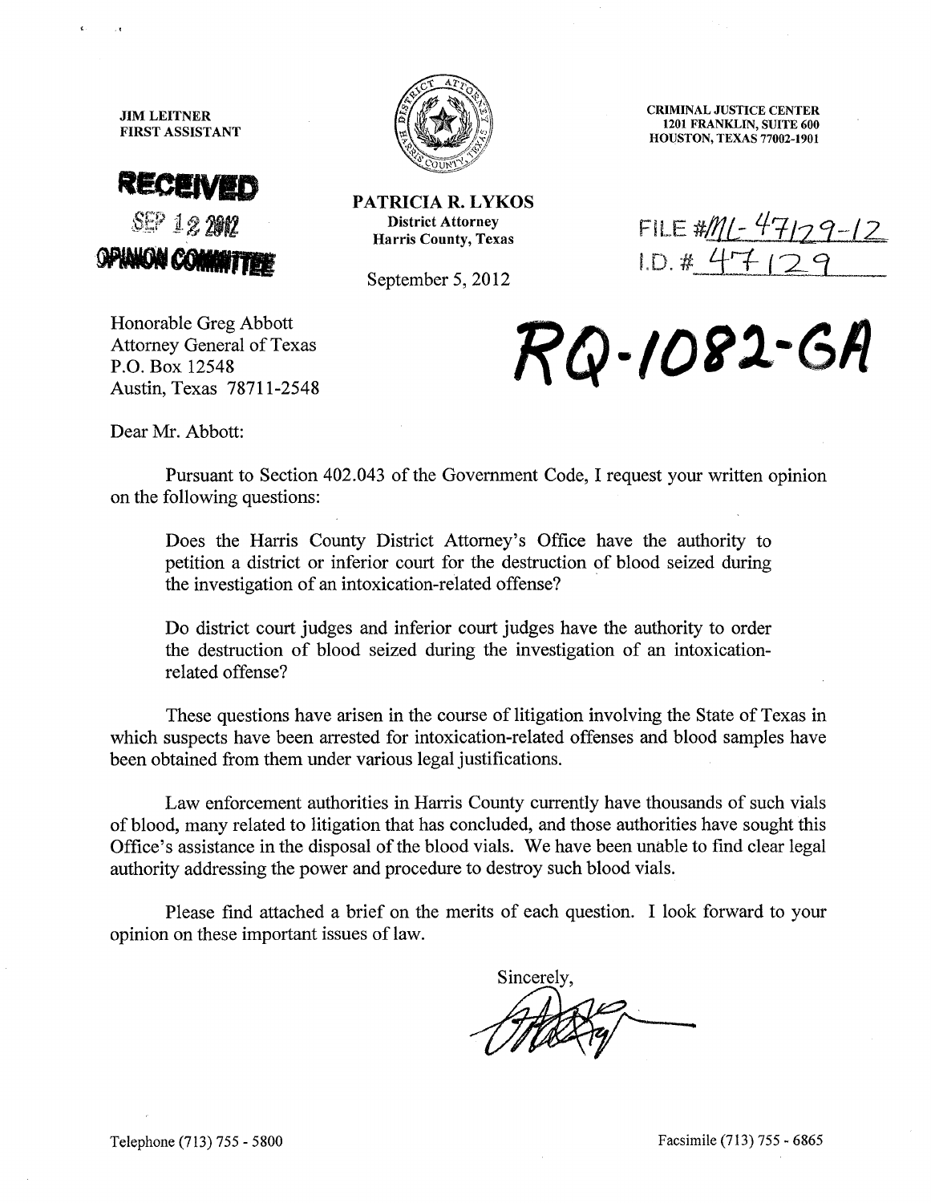JIM LEITNER
FIRST ASSISTANT

RECEIVED
SEP 12 2012
OPINION COMMITTEE

PATRICIA R. LYKOS
District Attorney
Harris County, Texas

September 5, 2012

CRIMINAL JUSTICE CENTER
1201 FRANKLIN, SUITE 600
HOUSTON, TEXAS 77002-1901

FILE #ML-47129-12
I.D. # 47129

Honorable Greg Abbott
Attorney General of Texas
P.O. Box 12548
Austin, Texas 78711-2548

**RQ-1082-GA**

Dear Mr. Abbott:

Pursuant to Section 402.043 of the Government Code, I request your written opinion on the following questions:

> Does the Harris County District Attorney's Office have the authority to petition a district or inferior court for the destruction of blood seized during the investigation of an intoxication-related offense?
>
> Do district court judges and inferior court judges have the authority to order the destruction of blood seized during the investigation of an intoxication-related offense?

These questions have arisen in the course of litigation involving the State of Texas in which suspects have been arrested for intoxication-related offenses and blood samples have been obtained from them under various legal justifications.

Law enforcement authorities in Harris County currently have thousands of such vials of blood, many related to litigation that has concluded, and those authorities have sought this Office's assistance in the disposal of the blood vials. We have been unable to find clear legal authority addressing the power and procedure to destroy such blood vials.

Please find attached a brief on the merits of each question. I look forward to your opinion on these important issues of law.

Sincerely,

Telephone (713) 755 - 5800

Facsimile (713) 755 - 6865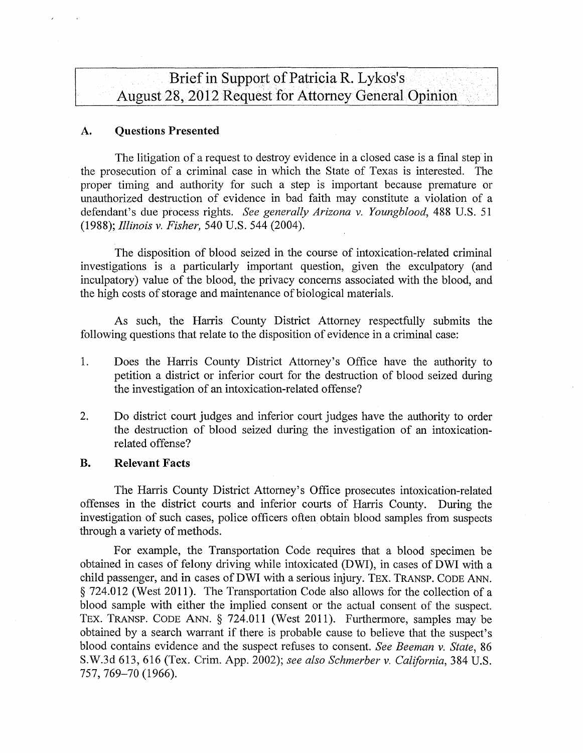# Brief in Support of Patricia R. Lykos's August 28, 2012 Request for Attorney General Opinion

## A. Questions Presented

The litigation of a request to destroy evidence in a closed case is a final step in the prosecution of a criminal case in which the State of Texas is interested. The proper timing and authority for such a step is important because premature or unauthorized destruction of evidence in bad faith may constitute a violation of a defendant's due process rights. *See generally Arizona v. Youngblood*, 488 U.S. 51 (1988); *Illinois v. Fisher*, 540 U.S. 544 (2004).

The disposition of blood seized in the course of intoxication-related criminal investigations is a particularly important question, given the exculpatory (and inculpatory) value of the blood, the privacy concerns associated with the blood, and the high costs of storage and maintenance of biological materials.

As such, the Harris County District Attorney respectfully submits the following questions that relate to the disposition of evidence in a criminal case:

1. Does the Harris County District Attorney's Office have the authority to petition a district or inferior court for the destruction of blood seized during the investigation of an intoxication-related offense?

2. Do district court judges and inferior court judges have the authority to order the destruction of blood seized during the investigation of an intoxication-related offense?

## B. Relevant Facts

The Harris County District Attorney's Office prosecutes intoxication-related offenses in the district courts and inferior courts of Harris County. During the investigation of such cases, police officers often obtain blood samples from suspects through a variety of methods.

For example, the Transportation Code requires that a blood specimen be obtained in cases of felony driving while intoxicated (DWI), in cases of DWI with a child passenger, and in cases of DWI with a serious injury. TEX. TRANSP. CODE ANN. § 724.012 (West 2011). The Transportation Code also allows for the collection of a blood sample with either the implied consent or the actual consent of the suspect. TEX. TRANSP. CODE ANN. § 724.011 (West 2011). Furthermore, samples may be obtained by a search warrant if there is probable cause to believe that the suspect's blood contains evidence and the suspect refuses to consent. *See Beeman v. State*, 86 S.W.3d 613, 616 (Tex. Crim. App. 2002); *see also Schmerber v. California*, 384 U.S. 757, 769–70 (1966).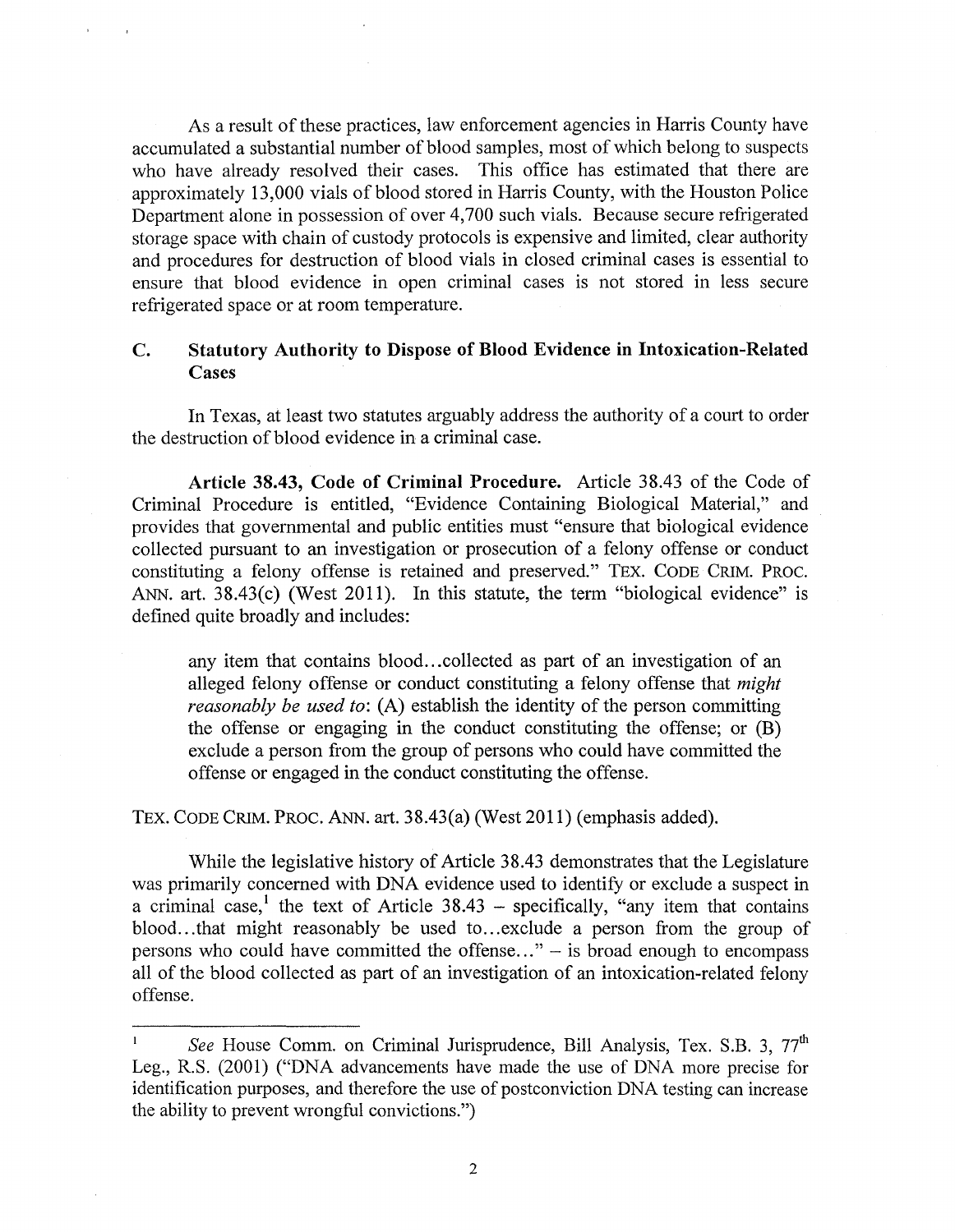As a result of these practices, law enforcement agencies in Harris County have accumulated a substantial number of blood samples, most of which belong to suspects who have already resolved their cases. This office has estimated that there are approximately 13,000 vials of blood stored in Harris County, with the Houston Police Department alone in possession of over 4,700 such vials. Because secure refrigerated storage space with chain of custody protocols is expensive and limited, clear authority and procedures for destruction of blood vials in closed criminal cases is essential to ensure that blood evidence in open criminal cases is not stored in less secure refrigerated space or at room temperature.

### C. Statutory Authority to Dispose of Blood Evidence in Intoxication-Related Cases

In Texas, at least two statutes arguably address the authority of a court to order the destruction of blood evidence in a criminal case.

**Article 38.43, Code of Criminal Procedure.** Article 38.43 of the Code of Criminal Procedure is entitled, "Evidence Containing Biological Material," and provides that governmental and public entities must "ensure that biological evidence collected pursuant to an investigation or prosecution of a felony offense or conduct constituting a felony offense is retained and preserved." TEX. CODE CRIM. PROC. ANN. art. 38.43(c) (West 2011). In this statute, the term "biological evidence" is defined quite broadly and includes:

> any item that contains blood...collected as part of an investigation of an alleged felony offense or conduct constituting a felony offense that *might reasonably be used to*: (A) establish the identity of the person committing the offense or engaging in the conduct constituting the offense; or (B) exclude a person from the group of persons who could have committed the offense or engaged in the conduct constituting the offense.

TEX. CODE CRIM. PROC. ANN. art. 38.43(a) (West 2011) (emphasis added).

While the legislative history of Article 38.43 demonstrates that the Legislature was primarily concerned with DNA evidence used to identify or exclude a suspect in a criminal case,[1] the text of Article 38.43 – specifically, "any item that contains blood...that might reasonably be used to...exclude a person from the group of persons who could have committed the offense..." – is broad enough to encompass all of the blood collected as part of an investigation of an intoxication-related felony offense.

---

[1] *See* House Comm. on Criminal Jurisprudence, Bill Analysis, Tex. S.B. 3, 77th Leg., R.S. (2001) ("DNA advancements have made the use of DNA more precise for identification purposes, and therefore the use of postconviction DNA testing can increase the ability to prevent wrongful convictions.")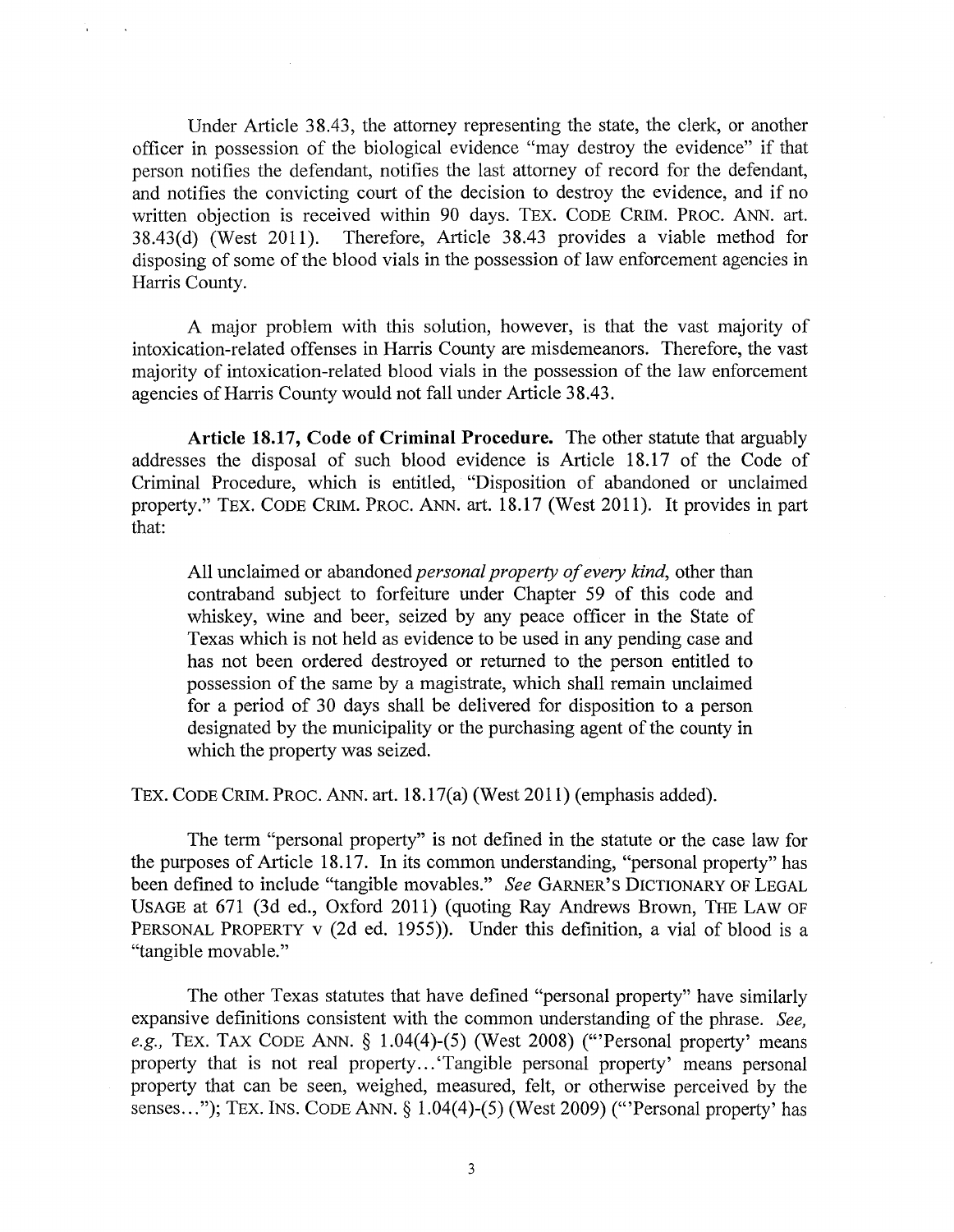Under Article 38.43, the attorney representing the state, the clerk, or another officer in possession of the biological evidence "may destroy the evidence" if that person notifies the defendant, notifies the last attorney of record for the defendant, and notifies the convicting court of the decision to destroy the evidence, and if no written objection is received within 90 days. TEX. CODE CRIM. PROC. ANN. art. 38.43(d) (West 2011). Therefore, Article 38.43 provides a viable method for disposing of some of the blood vials in the possession of law enforcement agencies in Harris County.

A major problem with this solution, however, is that the vast majority of intoxication-related offenses in Harris County are misdemeanors. Therefore, the vast majority of intoxication-related blood vials in the possession of the law enforcement agencies of Harris County would not fall under Article 38.43.

**Article 18.17, Code of Criminal Procedure.** The other statute that arguably addresses the disposal of such blood evidence is Article 18.17 of the Code of Criminal Procedure, which is entitled, "Disposition of abandoned or unclaimed property." TEX. CODE CRIM. PROC. ANN. art. 18.17 (West 2011). It provides in part that:

> All unclaimed or abandoned *personal property of every kind*, other than contraband subject to forfeiture under Chapter 59 of this code and whiskey, wine and beer, seized by any peace officer in the State of Texas which is not held as evidence to be used in any pending case and has not been ordered destroyed or returned to the person entitled to possession of the same by a magistrate, which shall remain unclaimed for a period of 30 days shall be delivered for disposition to a person designated by the municipality or the purchasing agent of the county in which the property was seized.

TEX. CODE CRIM. PROC. ANN. art. 18.17(a) (West 2011) (emphasis added).

The term "personal property" is not defined in the statute or the case law for the purposes of Article 18.17. In its common understanding, "personal property" has been defined to include "tangible movables." *See* GARNER'S DICTIONARY OF LEGAL USAGE at 671 (3d ed., Oxford 2011) (quoting Ray Andrews Brown, THE LAW OF PERSONAL PROPERTY v (2d ed. 1955)). Under this definition, a vial of blood is a "tangible movable."

The other Texas statutes that have defined "personal property" have similarly expansive definitions consistent with the common understanding of the phrase. *See, e.g.,* TEX. TAX CODE ANN. § 1.04(4)-(5) (West 2008) ("'Personal property' means property that is not real property...'Tangible personal property' means personal property that can be seen, weighed, measured, felt, or otherwise perceived by the senses..."); TEX. INS. CODE ANN. § 1.04(4)-(5) (West 2009) ("'Personal property' has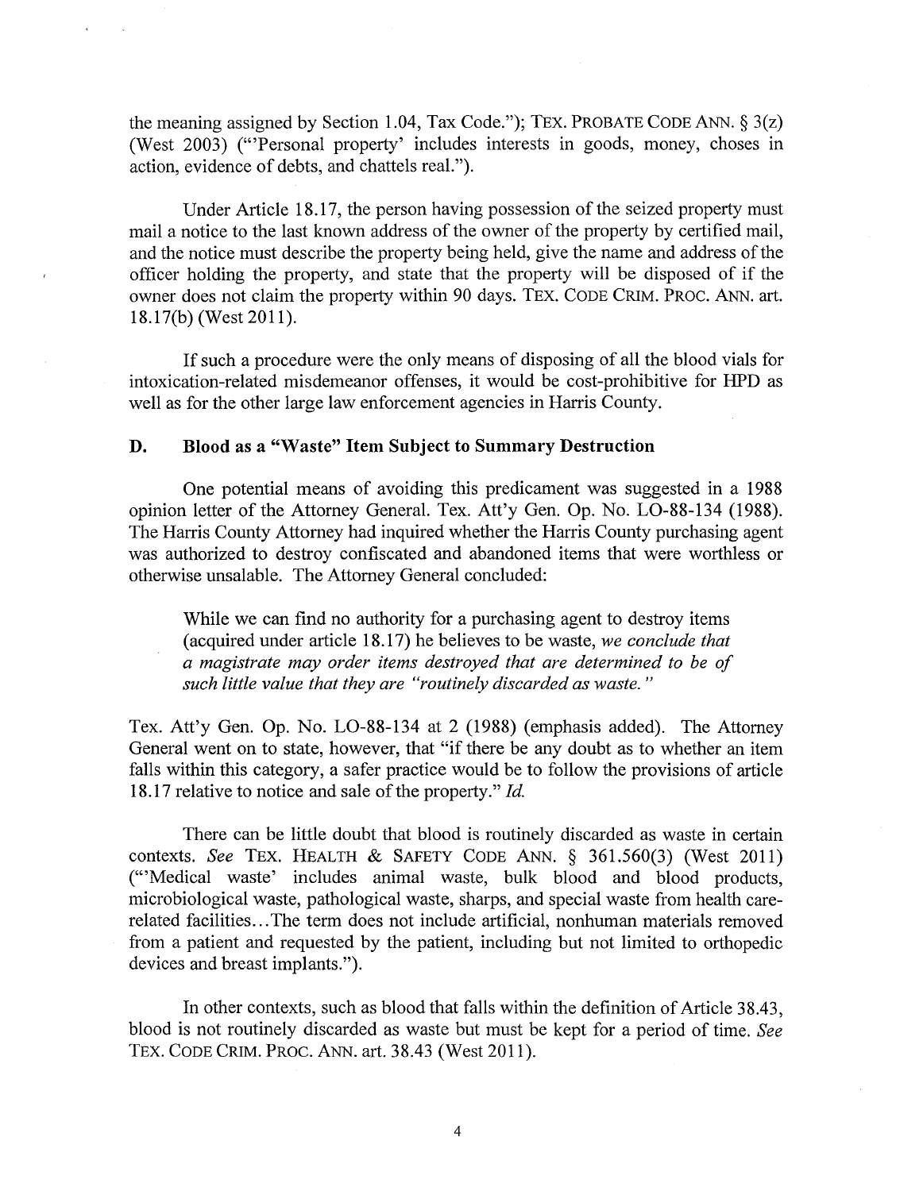the meaning assigned by Section 1.04, Tax Code."); TEX. PROBATE CODE ANN. § 3(z) (West 2003) ("'Personal property' includes interests in goods, money, choses in action, evidence of debts, and chattels real.").

Under Article 18.17, the person having possession of the seized property must mail a notice to the last known address of the owner of the property by certified mail, and the notice must describe the property being held, give the name and address of the officer holding the property, and state that the property will be disposed of if the owner does not claim the property within 90 days. TEX. CODE CRIM. PROC. ANN. art. 18.17(b) (West 2011).

If such a procedure were the only means of disposing of all the blood vials for intoxication-related misdemeanor offenses, it would be cost-prohibitive for HPD as well as for the other large law enforcement agencies in Harris County.

## D. Blood as a "Waste" Item Subject to Summary Destruction

One potential means of avoiding this predicament was suggested in a 1988 opinion letter of the Attorney General. Tex. Att'y Gen. Op. No. LO-88-134 (1988). The Harris County Attorney had inquired whether the Harris County purchasing agent was authorized to destroy confiscated and abandoned items that were worthless or otherwise unsalable. The Attorney General concluded:

> While we can find no authority for a purchasing agent to destroy items (acquired under article 18.17) he believes to be waste, *we conclude that a magistrate may order items destroyed that are determined to be of such little value that they are "routinely discarded as waste."*

Tex. Att'y Gen. Op. No. LO-88-134 at 2 (1988) (emphasis added). The Attorney General went on to state, however, that "if there be any doubt as to whether an item falls within this category, a safer practice would be to follow the provisions of article 18.17 relative to notice and sale of the property." *Id.*

There can be little doubt that blood is routinely discarded as waste in certain contexts. *See* TEX. HEALTH & SAFETY CODE ANN. § 361.560(3) (West 2011) ("'Medical waste' includes animal waste, bulk blood and blood products, microbiological waste, pathological waste, sharps, and special waste from health care-related facilities...The term does not include artificial, nonhuman materials removed from a patient and requested by the patient, including but not limited to orthopedic devices and breast implants.").

In other contexts, such as blood that falls within the definition of Article 38.43, blood is not routinely discarded as waste but must be kept for a period of time. *See* TEX. CODE CRIM. PROC. ANN. art. 38.43 (West 2011).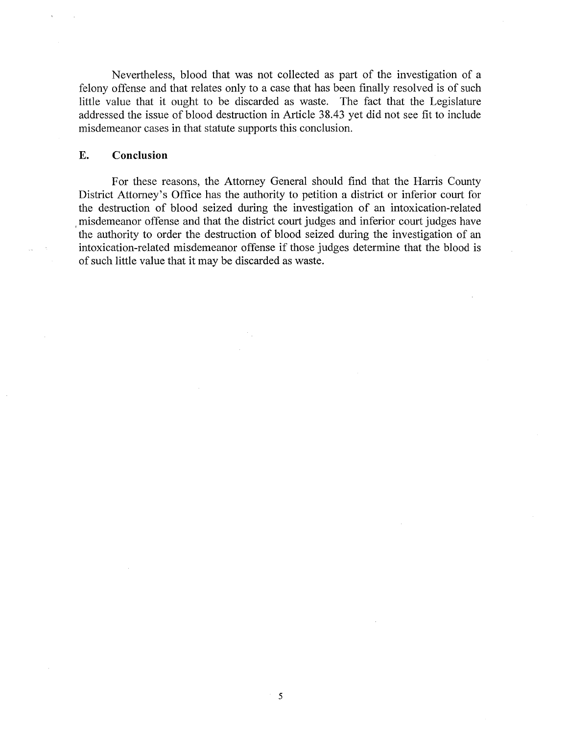Nevertheless, blood that was not collected as part of the investigation of a felony offense and that relates only to a case that has been finally resolved is of such little value that it ought to be discarded as waste. The fact that the Legislature addressed the issue of blood destruction in Article 38.43 yet did not see fit to include misdemeanor cases in that statute supports this conclusion.

### E. Conclusion

For these reasons, the Attorney General should find that the Harris County District Attorney's Office has the authority to petition a district or inferior court for the destruction of blood seized during the investigation of an intoxication-related misdemeanor offense and that the district court judges and inferior court judges have the authority to order the destruction of blood seized during the investigation of an intoxication-related misdemeanor offense if those judges determine that the blood is of such little value that it may be discarded as waste.